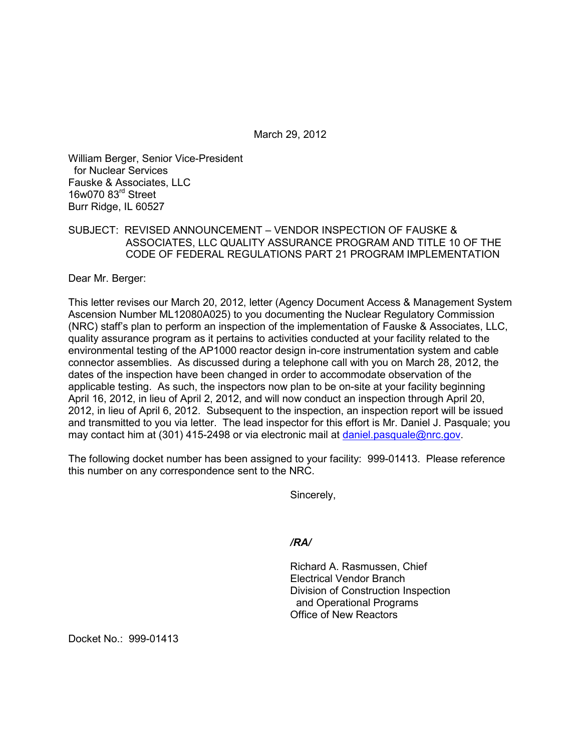March 29, 2012

William Berger, Senior Vice-President
for Nuclear Services
Fauske & Associates, LLC
16w070 83rd Street
Burr Ridge, IL 60527

SUBJECT: REVISED ANNOUNCEMENT – VENDOR INSPECTION OF FAUSKE & ASSOCIATES, LLC QUALITY ASSURANCE PROGRAM AND TITLE 10 OF THE CODE OF FEDERAL REGULATIONS PART 21 PROGRAM IMPLEMENTATION

Dear Mr. Berger:

This letter revises our March 20, 2012, letter (Agency Document Access & Management System Ascension Number ML12080A025) to you documenting the Nuclear Regulatory Commission (NRC) staff's plan to perform an inspection of the implementation of Fauske & Associates, LLC, quality assurance program as it pertains to activities conducted at your facility related to the environmental testing of the AP1000 reactor design in-core instrumentation system and cable connector assemblies. As discussed during a telephone call with you on March 28, 2012, the dates of the inspection have been changed in order to accommodate observation of the applicable testing. As such, the inspectors now plan to be on-site at your facility beginning April 16, 2012, in lieu of April 2, 2012, and will now conduct an inspection through April 20, 2012, in lieu of April 6, 2012. Subsequent to the inspection, an inspection report will be issued and transmitted to you via letter. The lead inspector for this effort is Mr. Daniel J. Pasquale; you may contact him at (301) 415-2498 or via electronic mail at daniel.pasquale@nrc.gov.

The following docket number has been assigned to your facility: 999-01413. Please reference this number on any correspondence sent to the NRC.

Sincerely,

*/RA/*

Richard A. Rasmussen, Chief
Electrical Vendor Branch
Division of Construction Inspection
and Operational Programs
Office of New Reactors

Docket No.: 999-01413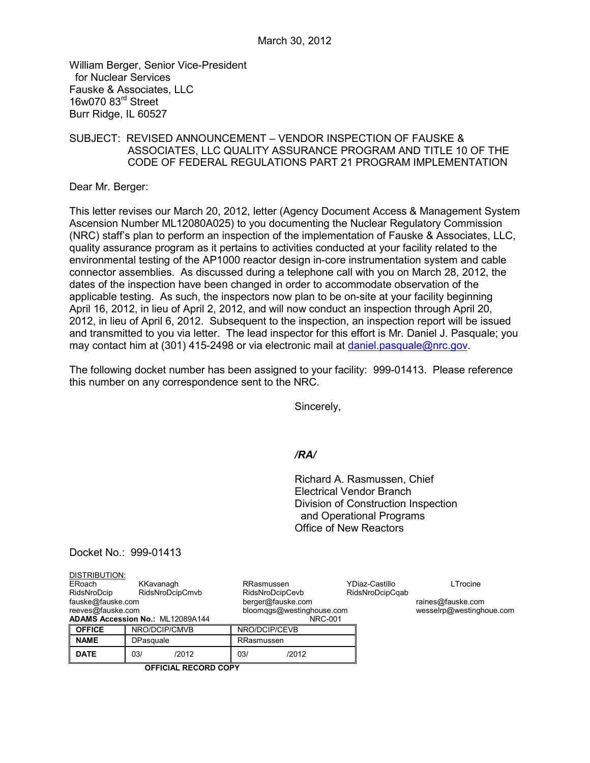March 30, 2012

William Berger, Senior Vice-President
for Nuclear Services
Fauske & Associates, LLC
16w070 83[rd] Street
Burr Ridge, IL 60527

SUBJECT: REVISED ANNOUNCEMENT – VENDOR INSPECTION OF FAUSKE & ASSOCIATES, LLC QUALITY ASSURANCE PROGRAM AND TITLE 10 OF THE CODE OF FEDERAL REGULATIONS PART 21 PROGRAM IMPLEMENTATION

Dear Mr. Berger:

This letter revises our March 20, 2012, letter (Agency Document Access & Management System Ascension Number ML12080A025) to you documenting the Nuclear Regulatory Commission (NRC) staff's plan to perform an inspection of the implementation of Fauske & Associates, LLC, quality assurance program as it pertains to activities conducted at your facility related to the environmental testing of the AP1000 reactor design in-core instrumentation system and cable connector assemblies. As discussed during a telephone call with you on March 28, 2012, the dates of the inspection have been changed in order to accommodate observation of the applicable testing. As such, the inspectors now plan to be on-site at your facility beginning April 16, 2012, in lieu of April 2, 2012, and will now conduct an inspection through April 20, 2012, in lieu of April 6, 2012. Subsequent to the inspection, an inspection report will be issued and transmitted to you via letter. The lead inspector for this effort is Mr. Daniel J. Pasquale; you may contact him at (301) 415-2498 or via electronic mail at daniel.pasquale@nrc.gov.

The following docket number has been assigned to your facility: 999-01413. Please reference this number on any correspondence sent to the NRC.

Sincerely,

*/RA/*

Richard A. Rasmussen, Chief
Electrical Vendor Branch
Division of Construction Inspection
and Operational Programs
Office of New Reactors

Docket No.: 999-01413

DISTRIBUTION:

| | | | | |
|---|---|---|---|---|
| ERoach | KKavanagh | RRasmussen | YDiaz-Castillo | LTrocine |
| RidsNroDcip | RidsNroDcipCmvb | RidsNroDcipCevb | RidsNroDcipCqab | |
| fauske@fauske.com | | berger@fauske.com | | raines@fauske.com |
| reeves@fauske.com | | bloomqgs@westinghouse.com | | wesselrp@westinghoue.com |

**ADAMS Accession No.:** ML12089A144 NRC-001

| **OFFICE** | NRO/DCIP/CMVB | NRO/DCIP/CEVB |
|---|---|---|
| **NAME** | DPasquale | RRasmussen |
| **DATE** | 03/ /2012 | 03/ /2012 |

**OFFICIAL RECORD COPY**